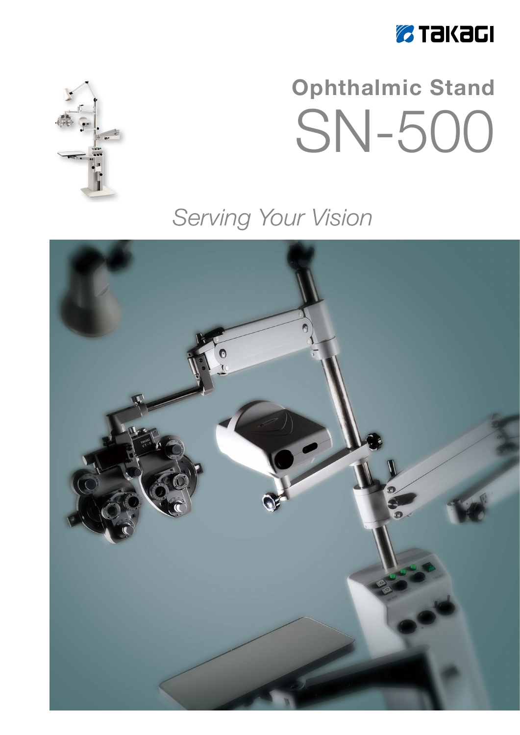TAKAGI

# Ophthalmic Stand

# SN-500

*Serving Your Vision*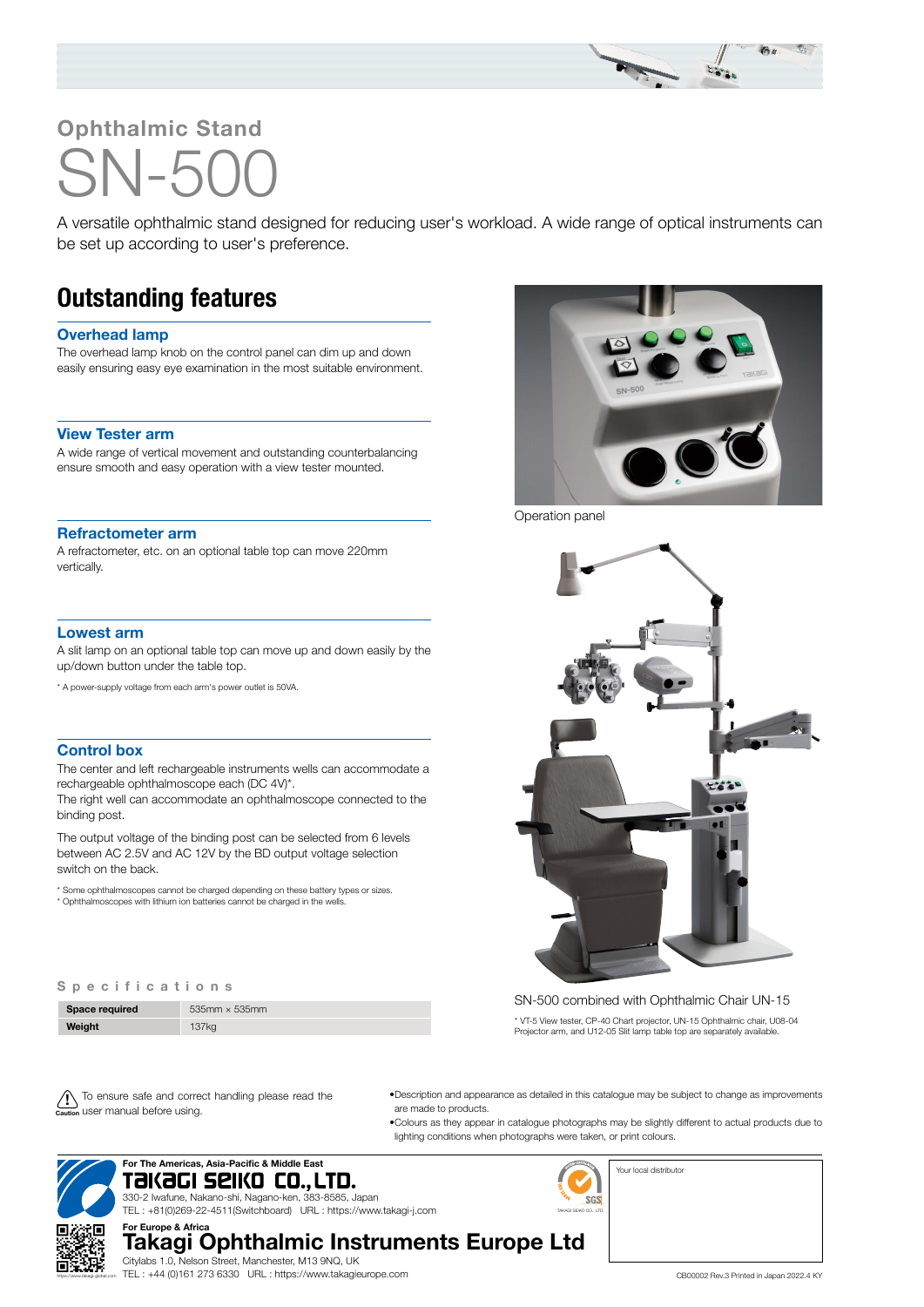Ophthalmic Stand

# SN-500

A versatile ophthalmic stand designed for reducing user's workload. A wide range of optical instruments can be set up according to user's preference.

## Outstanding features

### Overhead lamp

The overhead lamp knob on the control panel can dim up and down easily ensuring easy eye examination in the most suitable environment.

### View Tester arm

A wide range of vertical movement and outstanding counterbalancing ensure smooth and easy operation with a view tester mounted.

### Refractometer arm

A refractometer, etc. on an optional table top can move 220mm vertically.

### Lowest arm

A slit lamp on an optional table top can move up and down easily by the up/down button under the table top.

* A power-supply voltage from each arm's power outlet is 50VA.

### Control box

The center and left rechargeable instruments wells can accommodate a rechargeable ophthalmoscope each (DC 4V)*.
The right well can accommodate an ophthalmoscope connected to the binding post.

The output voltage of the binding post can be selected from 6 levels between AC 2.5V and AC 12V by the BD output voltage selection switch on the back.

* Some ophthalmoscopes cannot be charged depending on these battery types or sizes.
* Ophthalmoscopes with lithium ion batteries cannot be charged in the wells.

Operation panel

SN-500 combined with Ophthalmic Chair UN-15

* VT-5 View tester, CP-40 Chart projector, UN-15 Ophthalmic chair, U08-04 Projector arm, and U12-05 Slit lamp table top are separately available.

### Specifications

| | |
|---|---|
| **Space required** | 535mm × 535mm |
| **Weight** | 137kg |

Caution: To ensure safe and correct handling please read the user manual before using.

- Description and appearance as detailed in this catalogue may be subject to change as improvements are made to products.
- Colours as they appear in catalogue photographs may be slightly different to actual products due to lighting conditions when photographs were taken, or print colours.

For The Americas, Asia-Pacific & Middle East
**TAKAGI SEIKO CO., LTD.**
330-2 Iwafune, Nakano-shi, Nagano-ken, 383-8585, Japan
TEL : +81(0)269-22-4511(Switchboard) URL : https://www.takagi-j.com

For Europe & Africa
**Takagi Ophthalmic Instruments Europe Ltd**
Citylabs 1.0, Nelson Street, Manchester, M13 9NQ, UK
TEL : +44 (0)161 273 6330 URL : https://www.takagieurope.com

https://www.takagi-global.com

Your local distributor

CB00002 Rev.3 Printed in Japan 2022.4 KY